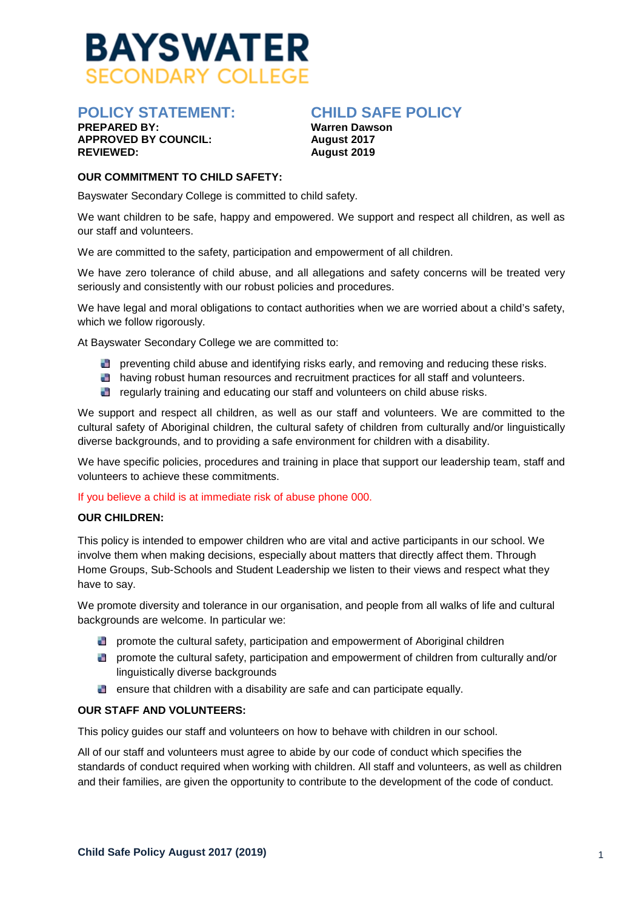# BAYSWATER
## SECONDARY COLLEGE

## POLICY STATEMENT: CHILD SAFE POLICY

**PREPARED BY:** **Warren Dawson**
**APPROVED BY COUNCIL:** **August 2017**
**REVIEWED:** **August 2019**

**OUR COMMITMENT TO CHILD SAFETY:**

Bayswater Secondary College is committed to child safety.

We want children to be safe, happy and empowered. We support and respect all children, as well as our staff and volunteers.

We are committed to the safety, participation and empowerment of all children.

We have zero tolerance of child abuse, and all allegations and safety concerns will be treated very seriously and consistently with our robust policies and procedures.

We have legal and moral obligations to contact authorities when we are worried about a child's safety, which we follow rigorously.

At Bayswater Secondary College we are committed to:

- preventing child abuse and identifying risks early, and removing and reducing these risks.
- having robust human resources and recruitment practices for all staff and volunteers.
- regularly training and educating our staff and volunteers on child abuse risks.

We support and respect all children, as well as our staff and volunteers. We are committed to the cultural safety of Aboriginal children, the cultural safety of children from culturally and/or linguistically diverse backgrounds, and to providing a safe environment for children with a disability.

We have specific policies, procedures and training in place that support our leadership team, staff and volunteers to achieve these commitments.

If you believe a child is at immediate risk of abuse phone 000.

**OUR CHILDREN:**

This policy is intended to empower children who are vital and active participants in our school. We involve them when making decisions, especially about matters that directly affect them. Through Home Groups, Sub-Schools and Student Leadership we listen to their views and respect what they have to say.

We promote diversity and tolerance in our organisation, and people from all walks of life and cultural backgrounds are welcome. In particular we:

- promote the cultural safety, participation and empowerment of Aboriginal children
- promote the cultural safety, participation and empowerment of children from culturally and/or linguistically diverse backgrounds
- ensure that children with a disability are safe and can participate equally.

**OUR STAFF AND VOLUNTEERS:**

This policy guides our staff and volunteers on how to behave with children in our school.

All of our staff and volunteers must agree to abide by our code of conduct which specifies the standards of conduct required when working with children. All staff and volunteers, as well as children and their families, are given the opportunity to contribute to the development of the code of conduct.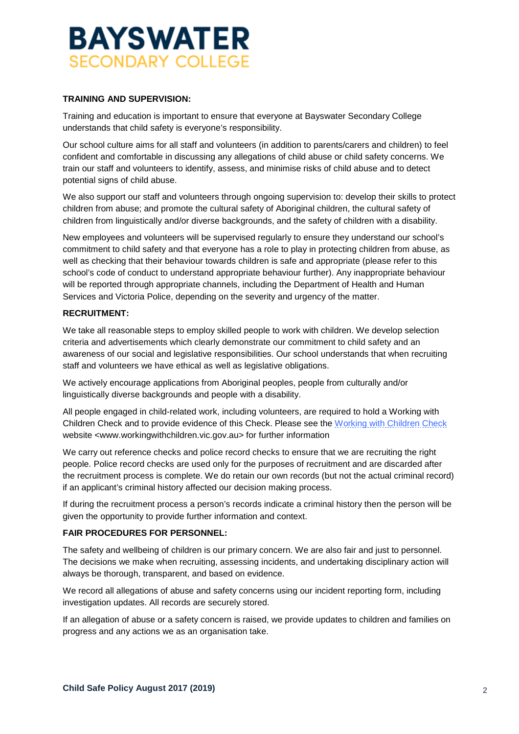**TRAINING AND SUPERVISION:**

Training and education is important to ensure that everyone at Bayswater Secondary College understands that child safety is everyone's responsibility.

Our school culture aims for all staff and volunteers (in addition to parents/carers and children) to feel confident and comfortable in discussing any allegations of child abuse or child safety concerns. We train our staff and volunteers to identify, assess, and minimise risks of child abuse and to detect potential signs of child abuse.

We also support our staff and volunteers through ongoing supervision to: develop their skills to protect children from abuse; and promote the cultural safety of Aboriginal children, the cultural safety of children from linguistically and/or diverse backgrounds, and the safety of children with a disability.

New employees and volunteers will be supervised regularly to ensure they understand our school's commitment to child safety and that everyone has a role to play in protecting children from abuse, as well as checking that their behaviour towards children is safe and appropriate (please refer to this school's code of conduct to understand appropriate behaviour further). Any inappropriate behaviour will be reported through appropriate channels, including the Department of Health and Human Services and Victoria Police, depending on the severity and urgency of the matter.

**RECRUITMENT:**

We take all reasonable steps to employ skilled people to work with children. We develop selection criteria and advertisements which clearly demonstrate our commitment to child safety and an awareness of our social and legislative responsibilities. Our school understands that when recruiting staff and volunteers we have ethical as well as legislative obligations.

We actively encourage applications from Aboriginal peoples, people from culturally and/or linguistically diverse backgrounds and people with a disability.

All people engaged in child-related work, including volunteers, are required to hold a Working with Children Check and to provide evidence of this Check. Please see the Working with Children Check website <www.workingwithchildren.vic.gov.au> for further information

We carry out reference checks and police record checks to ensure that we are recruiting the right people. Police record checks are used only for the purposes of recruitment and are discarded after the recruitment process is complete. We do retain our own records (but not the actual criminal record) if an applicant's criminal history affected our decision making process.

If during the recruitment process a person's records indicate a criminal history then the person will be given the opportunity to provide further information and context.

**FAIR PROCEDURES FOR PERSONNEL:**

The safety and wellbeing of children is our primary concern. We are also fair and just to personnel. The decisions we make when recruiting, assessing incidents, and undertaking disciplinary action will always be thorough, transparent, and based on evidence.

We record all allegations of abuse and safety concerns using our incident reporting form, including investigation updates. All records are securely stored.

If an allegation of abuse or a safety concern is raised, we provide updates to children and families on progress and any actions we as an organisation take.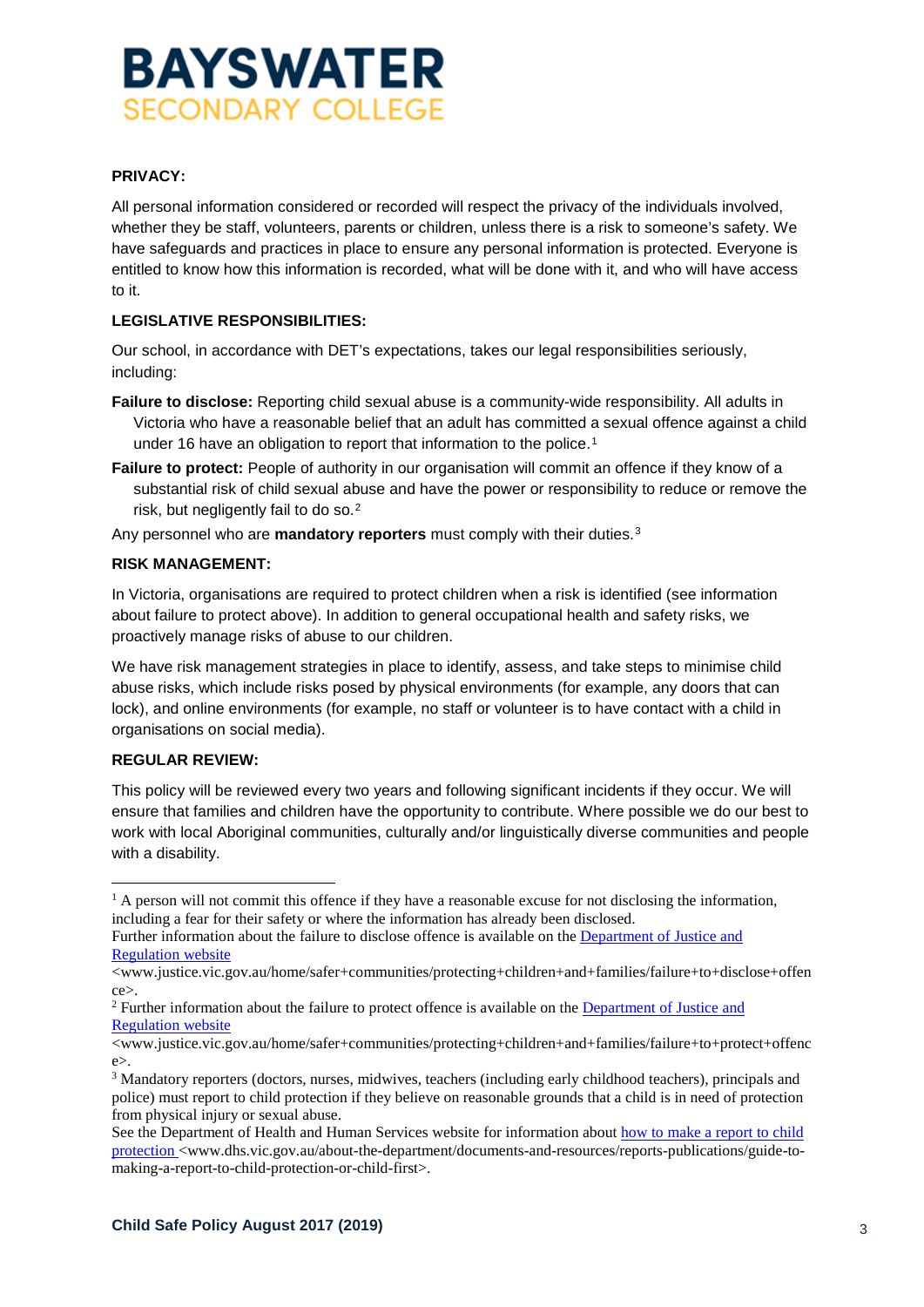**PRIVACY:**

All personal information considered or recorded will respect the privacy of the individuals involved, whether they be staff, volunteers, parents or children, unless there is a risk to someone's safety. We have safeguards and practices in place to ensure any personal information is protected. Everyone is entitled to know how this information is recorded, what will be done with it, and who will have access to it.

**LEGISLATIVE RESPONSIBILITIES:**

Our school, in accordance with DET's expectations, takes our legal responsibilities seriously, including:

**Failure to disclose:** Reporting child sexual abuse is a community-wide responsibility. All adults in Victoria who have a reasonable belief that an adult has committed a sexual offence against a child under 16 have an obligation to report that information to the police.[1]

**Failure to protect:** People of authority in our organisation will commit an offence if they know of a substantial risk of child sexual abuse and have the power or responsibility to reduce or remove the risk, but negligently fail to do so.[2]

Any personnel who are **mandatory reporters** must comply with their duties.[3]

**RISK MANAGEMENT:**

In Victoria, organisations are required to protect children when a risk is identified (see information about failure to protect above). In addition to general occupational health and safety risks, we proactively manage risks of abuse to our children.

We have risk management strategies in place to identify, assess, and take steps to minimise child abuse risks, which include risks posed by physical environments (for example, any doors that can lock), and online environments (for example, no staff or volunteer is to have contact with a child in organisations on social media).

**REGULAR REVIEW:**

This policy will be reviewed every two years and following significant incidents if they occur. We will ensure that families and children have the opportunity to contribute. Where possible we do our best to work with local Aboriginal communities, culturally and/or linguistically diverse communities and people with a disability.

---

[1] A person will not commit this offence if they have a reasonable excuse for not disclosing the information, including a fear for their safety or where the information has already been disclosed.
Further information about the failure to disclose offence is available on the Department of Justice and Regulation website <www.justice.vic.gov.au/home/safer+communities/protecting+children+and+families/failure+to+disclose+offence>.

[2] Further information about the failure to protect offence is available on the Department of Justice and Regulation website <www.justice.vic.gov.au/home/safer+communities/protecting+children+and+families/failure+to+protect+offence>.

[3] Mandatory reporters (doctors, nurses, midwives, teachers (including early childhood teachers), principals and police) must report to child protection if they believe on reasonable grounds that a child is in need of protection from physical injury or sexual abuse.
See the Department of Health and Human Services website for information about how to make a report to child protection <www.dhs.vic.gov.au/about-the-department/documents-and-resources/reports-publications/guide-to-making-a-report-to-child-protection-or-child-first>.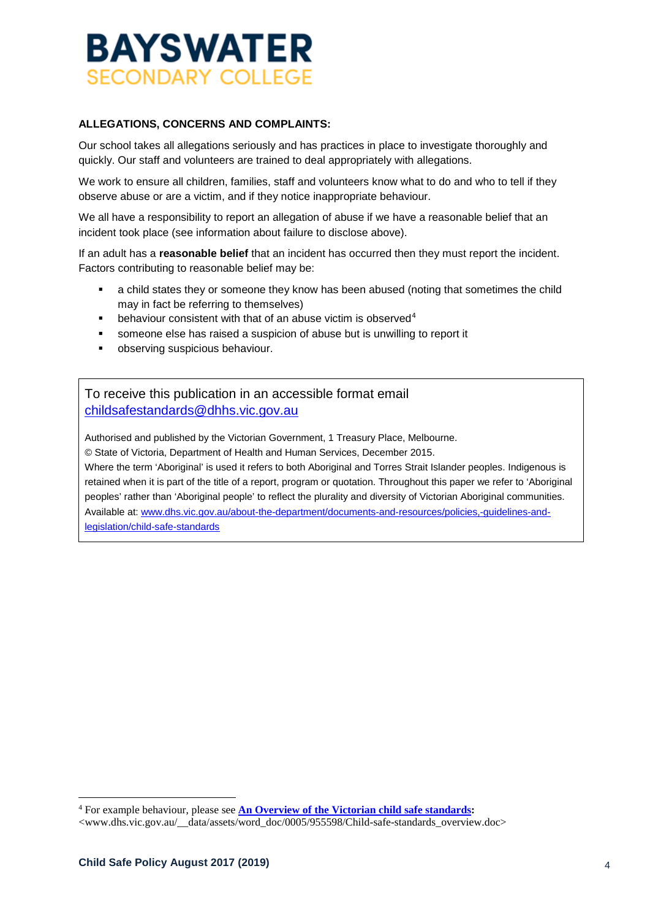**ALLEGATIONS, CONCERNS AND COMPLAINTS:**

Our school takes all allegations seriously and has practices in place to investigate thoroughly and quickly. Our staff and volunteers are trained to deal appropriately with allegations.

We work to ensure all children, families, staff and volunteers know what to do and who to tell if they observe abuse or are a victim, and if they notice inappropriate behaviour.

We all have a responsibility to report an allegation of abuse if we have a reasonable belief that an incident took place (see information about failure to disclose above).

If an adult has a **reasonable belief** that an incident has occurred then they must report the incident. Factors contributing to reasonable belief may be:

- a child states they or someone they know has been abused (noting that sometimes the child may in fact be referring to themselves)
- behaviour consistent with that of an abuse victim is observed[4]
- someone else has raised a suspicion of abuse but is unwilling to report it
- observing suspicious behaviour.

To receive this publication in an accessible format email [childsafestandards@dhhs.vic.gov.au](mailto:childsafestandards@dhhs.vic.gov.au)

Authorised and published by the Victorian Government, 1 Treasury Place, Melbourne.
© State of Victoria, Department of Health and Human Services, December 2015.
Where the term 'Aboriginal' is used it refers to both Aboriginal and Torres Strait Islander peoples. Indigenous is retained when it is part of the title of a report, program or quotation. Throughout this paper we refer to 'Aboriginal peoples' rather than 'Aboriginal people' to reflect the plurality and diversity of Victorian Aboriginal communities.
Available at: [www.dhs.vic.gov.au/about-the-department/documents-and-resources/policies,-guidelines-and-legislation/child-safe-standards](www.dhs.vic.gov.au/about-the-department/documents-and-resources/policies,-guidelines-and-legislation/child-safe-standards)

---

[4] For example behaviour, please see **An Overview of the Victorian child safe standards:** <www.dhs.vic.gov.au/__data/assets/word_doc/0005/955598/Child-safe-standards_overview.doc>